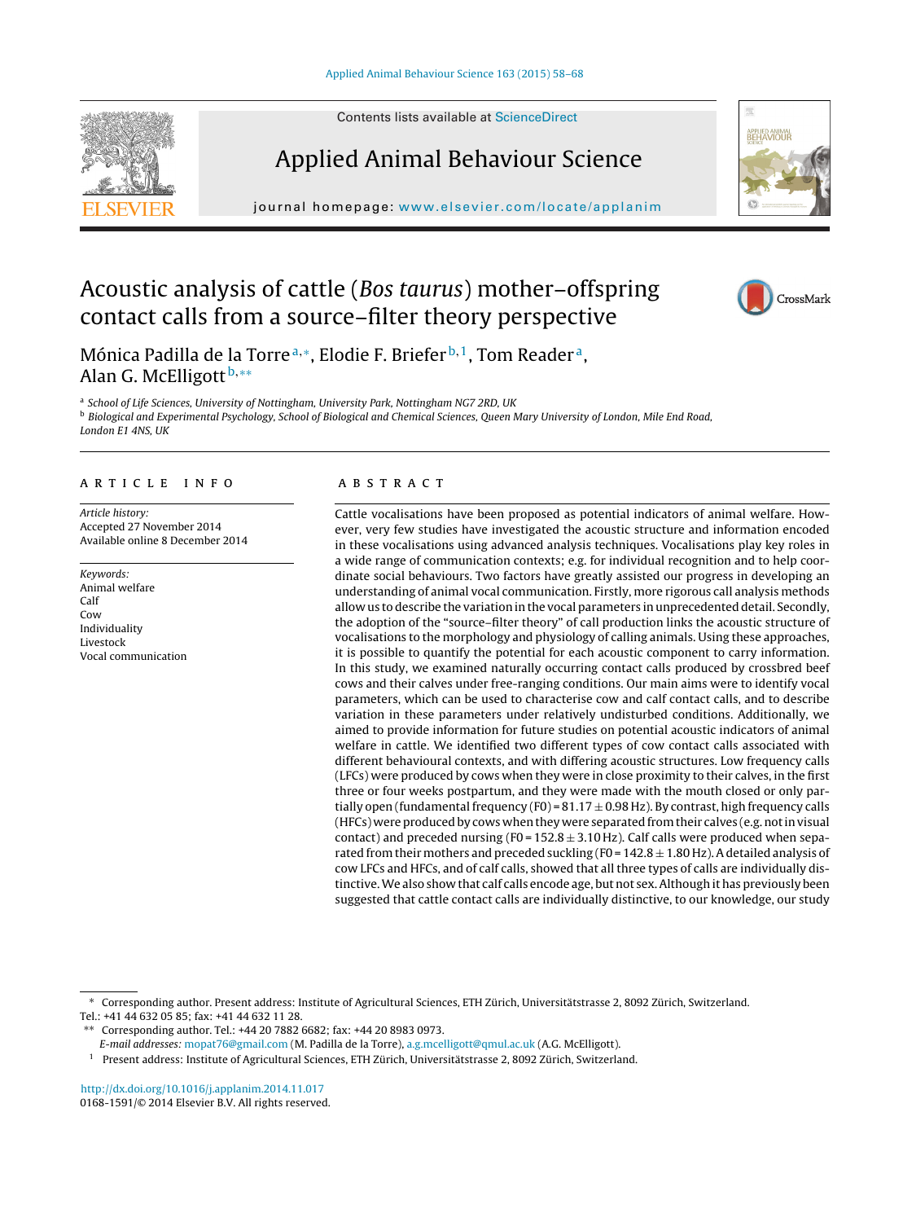# Acoustic analysis of cattle (*Bos taurus*) mother–offspring contact calls from a source–filter theory perspective

Mónica Padilla de la Torre[a,*], Elodie F. Briefer[b,1], Tom Reader[a], Alan G. McElligott[b,**]

[a] School of Life Sciences, University of Nottingham, University Park, Nottingham NG7 2RD, UK

[b] Biological and Experimental Psychology, School of Biological and Chemical Sciences, Queen Mary University of London, Mile End Road, London E1 4NS, UK

## ARTICLE INFO

*Article history:*
Accepted 27 November 2014
Available online 8 December 2014

*Keywords:*
Animal welfare
Calf
Cow
Individuality
Livestock
Vocal communication

## ABSTRACT

Cattle vocalisations have been proposed as potential indicators of animal welfare. However, very few studies have investigated the acoustic structure and information encoded in these vocalisations using advanced analysis techniques. Vocalisations play key roles in a wide range of communication contexts; e.g. for individual recognition and to help coordinate social behaviours. Two factors have greatly assisted our progress in developing an understanding of animal vocal communication. Firstly, more rigorous call analysis methods allow us to describe the variation in the vocal parameters in unprecedented detail. Secondly, the adoption of the "source–filter theory" of call production links the acoustic structure of vocalisations to the morphology and physiology of calling animals. Using these approaches, it is possible to quantify the potential for each acoustic component to carry information. In this study, we examined naturally occurring contact calls produced by crossbred beef cows and their calves under free-ranging conditions. Our main aims were to identify vocal parameters, which can be used to characterise cow and calf contact calls, and to describe variation in these parameters under relatively undisturbed conditions. Additionally, we aimed to provide information for future studies on potential acoustic indicators of animal welfare in cattle. We identified two different types of cow contact calls associated with different behavioural contexts, and with differing acoustic structures. Low frequency calls (LFCs) were produced by cows when they were in close proximity to their calves, in the first three or four weeks postpartum, and they were made with the mouth closed or only partially open (fundamental frequency (F0) = 81.17 ± 0.98 Hz). By contrast, high frequency calls (HFCs) were produced by cows when they were separated from their calves (e.g. not in visual contact) and preceded nursing (F0 = 152.8 ± 3.10 Hz). Calf calls were produced when separated from their mothers and preceded suckling (F0 = 142.8 ± 1.80 Hz). A detailed analysis of cow LFCs and HFCs, and of calf calls, showed that all three types of calls are individually distinctive. We also show that calf calls encode age, but not sex. Although it has previously been suggested that cattle contact calls are individually distinctive, to our knowledge, our study

---

\* Corresponding author. Present address: Institute of Agricultural Sciences, ETH Zürich, Universitätstrasse 2, 8092 Zürich, Switzerland. Tel.: +41 44 632 05 85; fax: +41 44 632 11 28.

\*\* Corresponding author. Tel.: +44 20 7882 6682; fax: +44 20 8983 0973.

*E-mail addresses:* mopat76@gmail.com (M. Padilla de la Torre), a.g.mcelligott@qmul.ac.uk (A.G. McElligott).

[1] Present address: Institute of Agricultural Sciences, ETH Zürich, Universitätstrasse 2, 8092 Zürich, Switzerland.

http://dx.doi.org/10.1016/j.applanim.2014.11.017
0168-1591/© 2014 Elsevier B.V. All rights reserved.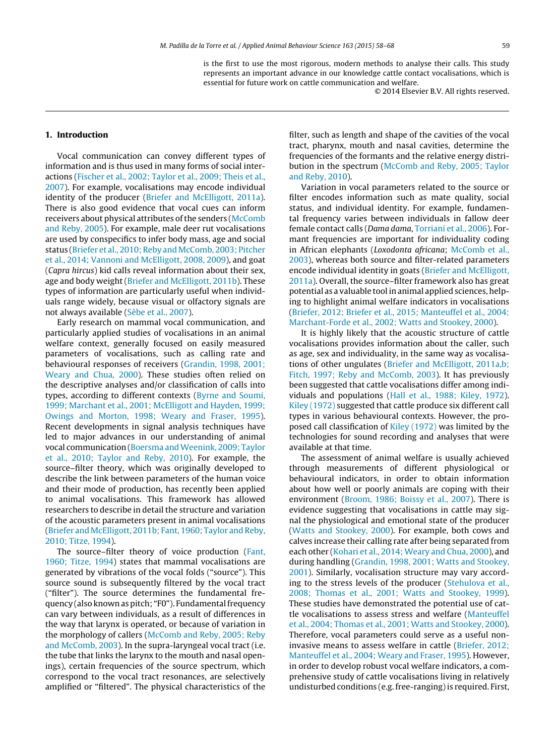is the first to use the most rigorous, modern methods to analyse their calls. This study represents an important advance in our knowledge cattle contact vocalisations, which is essential for future work on cattle communication and welfare.

© 2014 Elsevier B.V. All rights reserved.

## 1. Introduction

Vocal communication can convey different types of information and is thus used in many forms of social interactions (Fischer et al., 2002; Taylor et al., 2009; Theis et al., 2007). For example, vocalisations may encode individual identity of the producer (Briefer and McElligott, 2011a). There is also good evidence that vocal cues can inform receivers about physical attributes of the senders (McComb and Reby, 2005). For example, male deer rut vocalisations are used by conspecifics to infer body mass, age and social status (Briefer et al., 2010; Reby and McComb, 2003; Pitcher et al., 2014; Vannoni and McElligott, 2008, 2009), and goat (*Capra hircus*) kid calls reveal information about their sex, age and body weight (Briefer and McElligott, 2011b). These types of information are particularly useful when individuals range widely, because visual or olfactory signals are not always available (Sèbe et al., 2007).

Early research on mammal vocal communication, and particularly applied studies of vocalisations in an animal welfare context, generally focused on easily measured parameters of vocalisations, such as calling rate and behavioural responses of receivers (Grandin, 1998, 2001; Weary and Chua, 2000). These studies often relied on the descriptive analyses and/or classification of calls into types, according to different contexts (Byrne and Soumi, 1999; Marchant et al., 2001; McElligott and Hayden, 1999; Owings and Morton, 1998; Weary and Fraser, 1995). Recent developments in signal analysis techniques have led to major advances in our understanding of animal vocal communication (Boersma and Weenink, 2009; Taylor et al., 2010; Taylor and Reby, 2010). For example, the source–filter theory, which was originally developed to describe the link between parameters of the human voice and their mode of production, has recently been applied to animal vocalisations. This framework has allowed researchers to describe in detail the structure and variation of the acoustic parameters present in animal vocalisations (Briefer and McElligott, 2011b; Fant, 1960; Taylor and Reby, 2010; Titze, 1994).

The source–filter theory of voice production (Fant, 1960; Titze, 1994) states that mammal vocalisations are generated by vibrations of the vocal folds ("source"). This source sound is subsequently filtered by the vocal tract ("filter"). The source determines the fundamental frequency (also known as pitch; "F0"). Fundamental frequency can vary between individuals, as a result of differences in the way that larynx is operated, or because of variation in the morphology of callers (McComb and Reby, 2005; Reby and McComb, 2003). In the supra-laryngeal vocal tract (i.e. the tube that links the larynx to the mouth and nasal openings), certain frequencies of the source spectrum, which correspond to the vocal tract resonances, are selectively amplified or "filtered". The physical characteristics of the filter, such as length and shape of the cavities of the vocal tract, pharynx, mouth and nasal cavities, determine the frequencies of the formants and the relative energy distribution in the spectrum (McComb and Reby, 2005; Taylor and Reby, 2010).

Variation in vocal parameters related to the source or filter encodes information such as mate quality, social status, and individual identity. For example, fundamental frequency varies between individuals in fallow deer female contact calls (*Dama dama*, Torriani et al., 2006). Formant frequencies are important for individuality coding in African elephants (*Loxodonta africana*; McComb et al., 2003), whereas both source and filter-related parameters encode individual identity in goats (Briefer and McElligott, 2011a). Overall, the source–filter framework also has great potential as a valuable tool in animal applied sciences, helping to highlight animal welfare indicators in vocalisations (Briefer, 2012; Briefer et al., 2015; Manteuffel et al., 2004; Marchant-Forde et al., 2002; Watts and Stookey, 2000).

It is highly likely that the acoustic structure of cattle vocalisations provides information about the caller, such as age, sex and individuality, in the same way as vocalisations of other ungulates (Briefer and McElligott, 2011a,b; Fitch, 1997; Reby and McComb, 2003). It has previously been suggested that cattle vocalisations differ among individuals and populations (Hall et al., 1988; Kiley, 1972). Kiley (1972) suggested that cattle produce six different call types in various behavioural contexts. However, the proposed call classification of Kiley (1972) was limited by the technologies for sound recording and analyses that were available at that time.

The assessment of animal welfare is usually achieved through measurements of different physiological or behavioural indicators, in order to obtain information about how well or poorly animals are coping with their environment (Broom, 1986; Boissy et al., 2007). There is evidence suggesting that vocalisations in cattle may signal the physiological and emotional state of the producer (Watts and Stookey, 2000). For example, both cows and calves increase their calling rate after being separated from each other (Kohari et al., 2014; Weary and Chua, 2000), and during handling (Grandin, 1998, 2001; Watts and Stookey, 2001). Similarly, vocalisation structure may vary according to the stress levels of the producer (Stehulova et al., 2008; Thomas et al., 2001; Watts and Stookey, 1999). These studies have demonstrated the potential use of cattle vocalisations to assess stress and welfare (Manteuffel et al., 2004; Thomas et al., 2001; Watts and Stookey, 2000). Therefore, vocal parameters could serve as a useful non-invasive means to assess welfare in cattle (Briefer, 2012; Manteuffel et al., 2004; Weary and Fraser, 1995). However, in order to develop robust vocal welfare indicators, a comprehensive study of cattle vocalisations living in relatively undisturbed conditions (e.g. free-ranging) is required. First,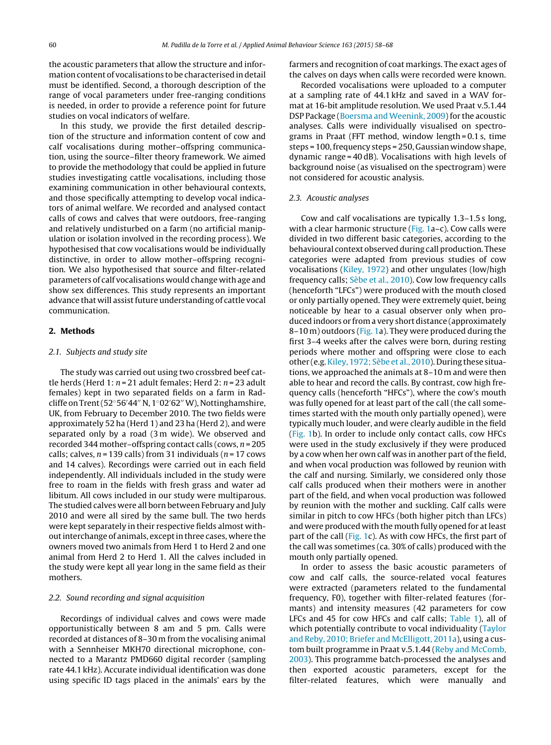the acoustic parameters that allow the structure and information content of vocalisations to be characterised in detail must be identified. Second, a thorough description of the range of vocal parameters under free-ranging conditions is needed, in order to provide a reference point for future studies on vocal indicators of welfare.

In this study, we provide the first detailed description of the structure and information content of cow and calf vocalisations during mother–offspring communication, using the source–filter theory framework. We aimed to provide the methodology that could be applied in future studies investigating cattle vocalisations, including those examining communication in other behavioural contexts, and those specifically attempting to develop vocal indicators of animal welfare. We recorded and analysed contact calls of cows and calves that were outdoors, free-ranging and relatively undisturbed on a farm (no artificial manipulation or isolation involved in the recording process). We hypothesised that cow vocalisations would be individually distinctive, in order to allow mother–offspring recognition. We also hypothesised that source and filter-related parameters of calf vocalisations would change with age and show sex differences. This study represents an important advance that will assist future understanding of cattle vocal communication.

## 2. Methods

### 2.1. Subjects and study site

The study was carried out using two crossbred beef cattle herds (Herd 1: $n = 21$ adult females; Herd 2: $n = 23$ adult females) kept in two separated fields on a farm in Radcliffe on Trent (52°56′44″ N, 1°02′62″ W), Nottinghamshire, UK, from February to December 2010. The two fields were approximately 52 ha (Herd 1) and 23 ha (Herd 2), and were separated only by a road (3 m wide). We observed and recorded 344 mother–offspring contact calls (cows, $n = 205$ calls; calves, $n = 139$ calls) from 31 individuals ($n = 17$ cows and 14 calves). Recordings were carried out in each field independently. All individuals included in the study were free to roam in the fields with fresh grass and water ad libitum. All cows included in our study were multiparous. The studied calves were all born between February and July 2010 and were all sired by the same bull. The two herds were kept separately in their respective fields almost without interchange of animals, except in three cases, where the owners moved two animals from Herd 1 to Herd 2 and one animal from Herd 2 to Herd 1. All the calves included in the study were kept all year long in the same field as their mothers.

### 2.2. Sound recording and signal acquisition

Recordings of individual calves and cows were made opportunistically between 8 am and 5 pm. Calls were recorded at distances of 8–30 m from the vocalising animal with a Sennheiser MKH70 directional microphone, connected to a Marantz PMD660 digital recorder (sampling rate 44.1 kHz). Accurate individual identification was done using specific ID tags placed in the animals' ears by the farmers and recognition of coat markings. The exact ages of the calves on days when calls were recorded were known.

Recorded vocalisations were uploaded to a computer at a sampling rate of 44.1 kHz and saved in a WAV format at 16-bit amplitude resolution. We used Praat v.5.1.44 DSP Package (Boersma and Weenink, 2009) for the acoustic analyses. Calls were individually visualised on spectrograms in Praat (FFT method, window length = 0.1 s, time steps = 100, frequency steps = 250, Gaussian window shape, dynamic range = 40 dB). Vocalisations with high levels of background noise (as visualised on the spectrogram) were not considered for acoustic analysis.

### 2.3. Acoustic analyses

Cow and calf vocalisations are typically 1.3–1.5 s long, with a clear harmonic structure (Fig. 1a–c). Cow calls were divided in two different basic categories, according to the behavioural context observed during call production. These categories were adapted from previous studies of cow vocalisations (Kiley, 1972) and other ungulates (low/high frequency calls; Sèbe et al., 2010). Cow low frequency calls (henceforth "LFCs") were produced with the mouth closed or only partially opened. They were extremely quiet, being noticeable by hear to a casual observer only when produced indoors or from a very short distance (approximately 8–10 m) outdoors (Fig. 1a). They were produced during the first 3–4 weeks after the calves were born, during resting periods where mother and offspring were close to each other (e.g. Kiley, 1972; Sèbe et al., 2010). During these situations, we approached the animals at 8–10 m and were then able to hear and record the calls. By contrast, cow high frequency calls (henceforth "HFCs"), where the cow's mouth was fully opened for at least part of the call (the call sometimes started with the mouth only partially opened), were typically much louder, and were clearly audible in the field (Fig. 1b). In order to include only contact calls, cow HFCs were used in the study exclusively if they were produced by a cow when her own calf was in another part of the field, and when vocal production was followed by reunion with the calf and nursing. Similarly, we considered only those calf calls produced when their mothers were in another part of the field, and when vocal production was followed by reunion with the mother and suckling. Calf calls were similar in pitch to cow HFCs (both higher pitch than LFCs) and were produced with the mouth fully opened for at least part of the call (Fig. 1c). As with cow HFCs, the first part of the call was sometimes (ca. 30% of calls) produced with the mouth only partially opened.

In order to assess the basic acoustic parameters of cow and calf calls, the source-related vocal features were extracted (parameters related to the fundamental frequency, F0), together with filter-related features (formants) and intensity measures (42 parameters for cow LFCs and 45 for cow HFCs and calf calls; Table 1), all of which potentially contribute to vocal individuality (Taylor and Reby, 2010; Briefer and McElligott, 2011a), using a custom built programme in Praat v.5.1.44 (Reby and McComb, 2003). This programme batch-processed the analyses and then exported acoustic parameters, except for the filter-related features, which were manually and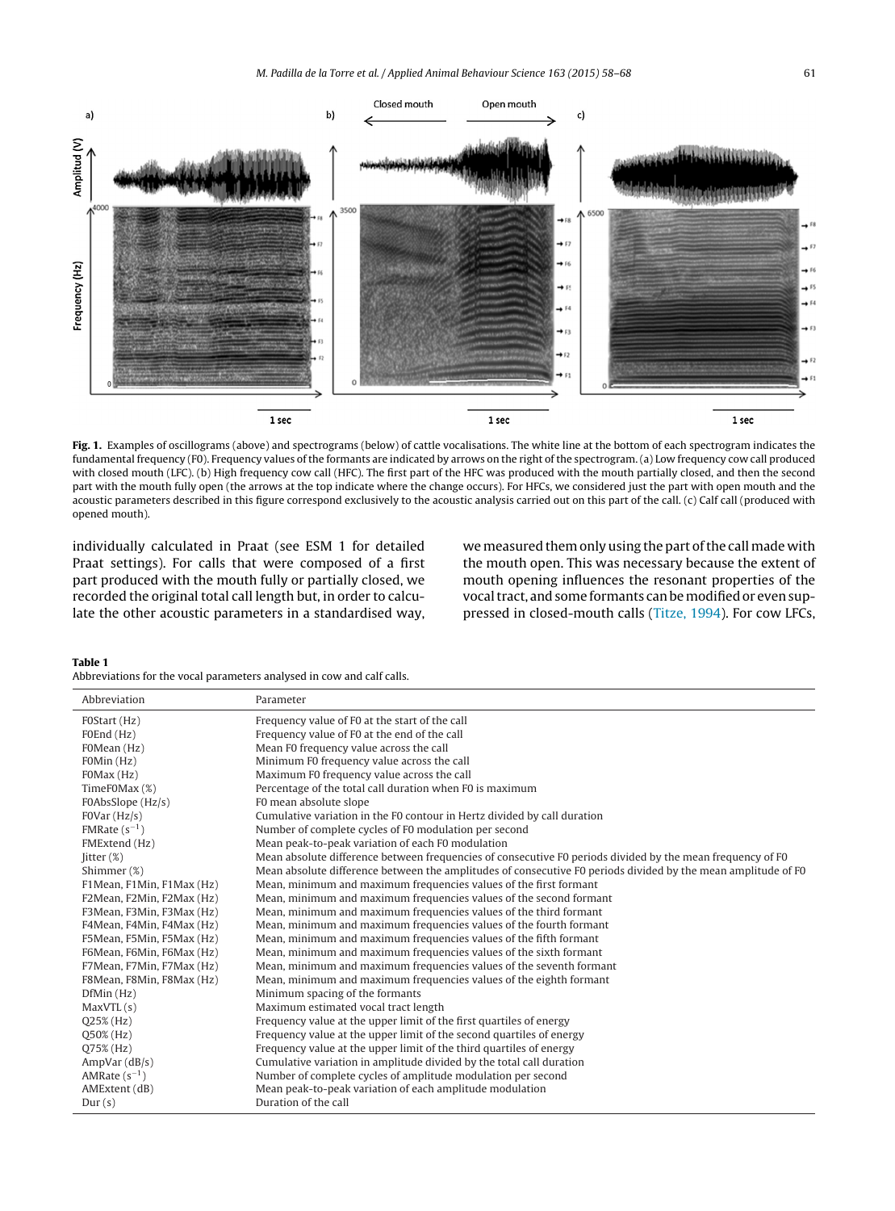**Fig. 1.** Examples of oscillograms (above) and spectrograms (below) of cattle vocalisations. The white line at the bottom of each spectrogram indicates the fundamental frequency (F0). Frequency values of the formants are indicated by arrows on the right of the spectrogram. (a) Low frequency cow call produced with closed mouth (LFC). (b) High frequency cow call (HFC). The first part of the HFC was produced with the mouth partially closed, and then the second part with the mouth fully open (the arrows at the top indicate where the change occurs). For HFCs, we considered just the part with open mouth and the acoustic parameters described in this figure correspond exclusively to the acoustic analysis carried out on this part of the call. (c) Calf call (produced with opened mouth).

individually calculated in Praat (see ESM 1 for detailed Praat settings). For calls that were composed of a first part produced with the mouth fully or partially closed, we recorded the original total call length but, in order to calculate the other acoustic parameters in a standardised way, we measured them only using the part of the call made with the mouth open. This was necessary because the extent of mouth opening influences the resonant properties of the vocal tract, and some formants can be modified or even suppressed in closed-mouth calls (Titze, 1994). For cow LFCs,

**Table 1**
Abbreviations for the vocal parameters analysed in cow and calf calls.

| Abbreviation | Parameter |
|---|---|
| F0Start (Hz) | Frequency value of F0 at the start of the call |
| F0End (Hz) | Frequency value of F0 at the end of the call |
| F0Mean (Hz) | Mean F0 frequency value across the call |
| F0Min (Hz) | Minimum F0 frequency value across the call |
| F0Max (Hz) | Maximum F0 frequency value across the call |
| TimeF0Max (%) | Percentage of the total call duration when F0 is maximum |
| F0AbsSlope (Hz/s) | F0 mean absolute slope |
| F0Var (Hz/s) | Cumulative variation in the F0 contour in Hertz divided by call duration |
| FMRate ($s^{-1}$) | Number of complete cycles of F0 modulation per second |
| FMExtend (Hz) | Mean peak-to-peak variation of each F0 modulation |
| Jitter (%) | Mean absolute difference between frequencies of consecutive F0 periods divided by the mean frequency of F0 |
| Shimmer (%) | Mean absolute difference between the amplitudes of consecutive F0 periods divided by the mean amplitude of F0 |
| F1Mean, F1Min, F1Max (Hz) | Mean, minimum and maximum frequencies values of the first formant |
| F2Mean, F2Min, F2Max (Hz) | Mean, minimum and maximum frequencies values of the second formant |
| F3Mean, F3Min, F3Max (Hz) | Mean, minimum and maximum frequencies values of the third formant |
| F4Mean, F4Min, F4Max (Hz) | Mean, minimum and maximum frequencies values of the fourth formant |
| F5Mean, F5Min, F5Max (Hz) | Mean, minimum and maximum frequencies values of the fifth formant |
| F6Mean, F6Min, F6Max (Hz) | Mean, minimum and maximum frequencies values of the sixth formant |
| F7Mean, F7Min, F7Max (Hz) | Mean, minimum and maximum frequencies values of the seventh formant |
| F8Mean, F8Min, F8Max (Hz) | Mean, minimum and maximum frequencies values of the eighth formant |
| DfMin (Hz) | Minimum spacing of the formants |
| MaxVTL (s) | Maximum estimated vocal tract length |
| Q25% (Hz) | Frequency value at the upper limit of the first quartiles of energy |
| Q50% (Hz) | Frequency value at the upper limit of the second quartiles of energy |
| Q75% (Hz) | Frequency value at the upper limit of the third quartiles of energy |
| AmpVar (dB/s) | Cumulative variation in amplitude divided by the total call duration |
| AMRate ($s^{-1}$) | Number of complete cycles of amplitude modulation per second |
| AMExtent (dB) | Mean peak-to-peak variation of each amplitude modulation |
| Dur (s) | Duration of the call |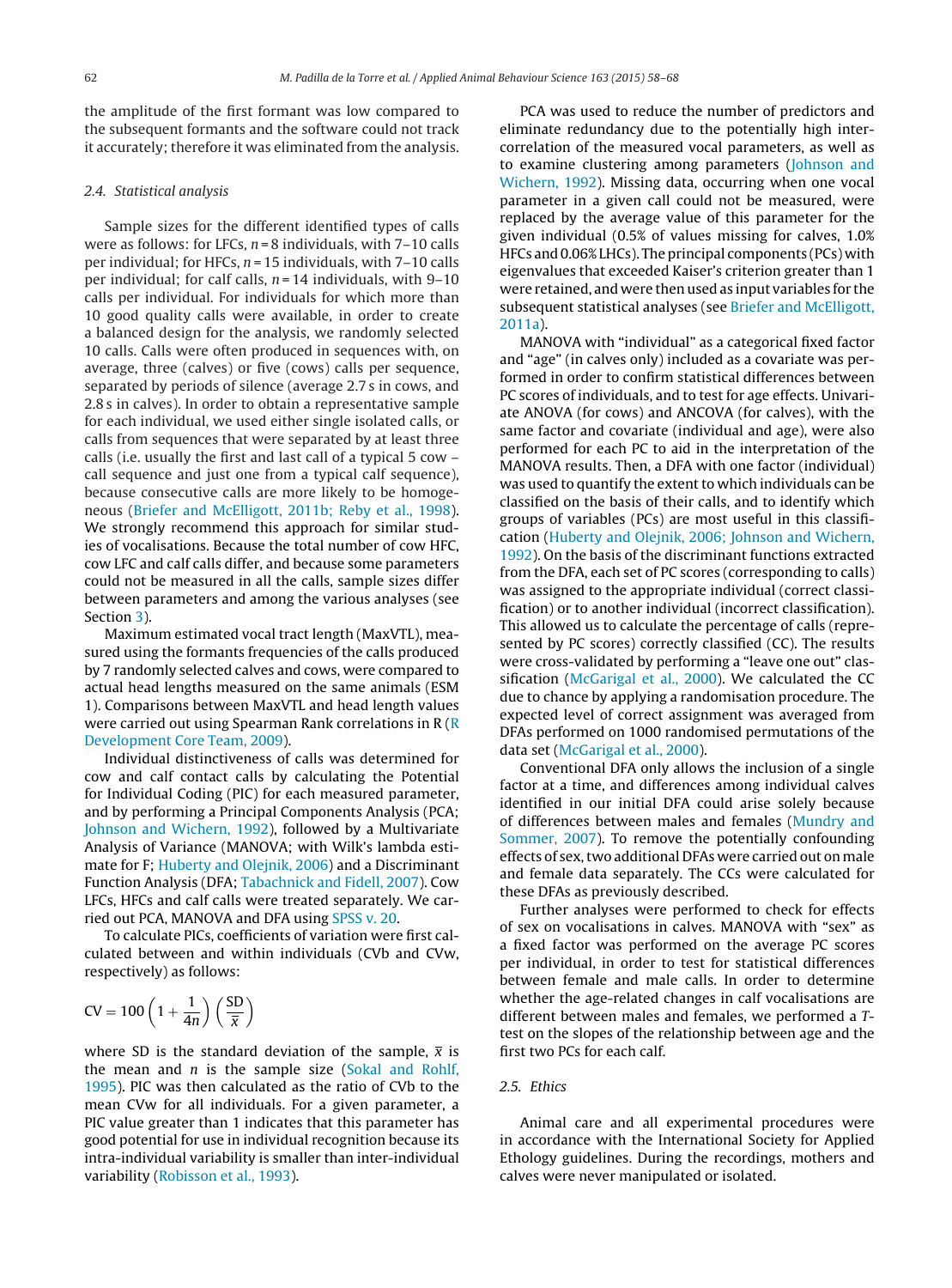the amplitude of the first formant was low compared to the subsequent formants and the software could not track it accurately; therefore it was eliminated from the analysis.

### 2.4. Statistical analysis

Sample sizes for the different identified types of calls were as follows: for LFCs, $n = 8$ individuals, with 7–10 calls per individual; for HFCs, $n = 15$ individuals, with 7–10 calls per individual; for calf calls, $n = 14$ individuals, with 9–10 calls per individual. For individuals for which more than 10 good quality calls were available, in order to create a balanced design for the analysis, we randomly selected 10 calls. Calls were often produced in sequences with, on average, three (calves) or five (cows) calls per sequence, separated by periods of silence (average 2.7 s in cows, and 2.8 s in calves). In order to obtain a representative sample for each individual, we used either single isolated calls, or calls from sequences that were separated by at least three calls (i.e. usually the first and last call of a typical 5 cow – call sequence and just one from a typical calf sequence), because consecutive calls are more likely to be homogeneous (Briefer and McElligott, 2011b; Reby et al., 1998). We strongly recommend this approach for similar studies of vocalisations. Because the total number of cow HFC, cow LFC and calf calls differ, and because some parameters could not be measured in all the calls, sample sizes differ between parameters and among the various analyses (see Section 3).

Maximum estimated vocal tract length (MaxVTL), measured using the formants frequencies of the calls produced by 7 randomly selected calves and cows, were compared to actual head lengths measured on the same animals (ESM 1). Comparisons between MaxVTL and head length values were carried out using Spearman Rank correlations in R (R Development Core Team, 2009).

Individual distinctiveness of calls was determined for cow and calf contact calls by calculating the Potential for Individual Coding (PIC) for each measured parameter, and by performing a Principal Components Analysis (PCA; Johnson and Wichern, 1992), followed by a Multivariate Analysis of Variance (MANOVA; with Wilk's lambda estimate for F; Huberty and Olejnik, 2006) and a Discriminant Function Analysis (DFA; Tabachnick and Fidell, 2007). Cow LFCs, HFCs and calf calls were treated separately. We carried out PCA, MANOVA and DFA using SPSS v. 20.

To calculate PICs, coefficients of variation were first calculated between and within individuals (CVb and CVw, respectively) as follows:

$$CV = 100\left(1 + \frac{1}{4n}\right)\left(\frac{SD}{\bar{x}}\right)$$

where SD is the standard deviation of the sample, $\bar{x}$ is the mean and $n$ is the sample size (Sokal and Rohlf, 1995). PIC was then calculated as the ratio of CVb to the mean CVw for all individuals. For a given parameter, a PIC value greater than 1 indicates that this parameter has good potential for use in individual recognition because its intra-individual variability is smaller than inter-individual variability (Robisson et al., 1993).

PCA was used to reduce the number of predictors and eliminate redundancy due to the potentially high intercorrelation of the measured vocal parameters, as well as to examine clustering among parameters (Johnson and Wichern, 1992). Missing data, occurring when one vocal parameter in a given call could not be measured, were replaced by the average value of this parameter for the given individual (0.5% of values missing for calves, 1.0% HFCs and 0.06% LHCs). The principal components (PCs) with eigenvalues that exceeded Kaiser's criterion greater than 1 were retained, and were then used as input variables for the subsequent statistical analyses (see Briefer and McElligott, 2011a).

MANOVA with "individual" as a categorical fixed factor and "age" (in calves only) included as a covariate was performed in order to confirm statistical differences between PC scores of individuals, and to test for age effects. Univariate ANOVA (for cows) and ANCOVA (for calves), with the same factor and covariate (individual and age), were also performed for each PC to aid in the interpretation of the MANOVA results. Then, a DFA with one factor (individual) was used to quantify the extent to which individuals can be classified on the basis of their calls, and to identify which groups of variables (PCs) are most useful in this classification (Huberty and Olejnik, 2006; Johnson and Wichern, 1992). On the basis of the discriminant functions extracted from the DFA, each set of PC scores (corresponding to calls) was assigned to the appropriate individual (correct classification) or to another individual (incorrect classification). This allowed us to calculate the percentage of calls (represented by PC scores) correctly classified (CC). The results were cross-validated by performing a "leave one out" classification (McGarigal et al., 2000). We calculated the CC due to chance by applying a randomisation procedure. The expected level of correct assignment was averaged from DFAs performed on 1000 randomised permutations of the data set (McGarigal et al., 2000).

Conventional DFA only allows the inclusion of a single factor at a time, and differences among individual calves identified in our initial DFA could arise solely because of differences between males and females (Mundry and Sommer, 2007). To remove the potentially confounding effects of sex, two additional DFAs were carried out on male and female data separately. The CCs were calculated for these DFAs as previously described.

Further analyses were performed to check for effects of sex on vocalisations in calves. MANOVA with "sex" as a fixed factor was performed on the average PC scores per individual, in order to test for statistical differences between female and male calls. In order to determine whether the age-related changes in calf vocalisations are different between males and females, we performed a *T*-test on the slopes of the relationship between age and the first two PCs for each calf.

### 2.5. Ethics

Animal care and all experimental procedures were in accordance with the International Society for Applied Ethology guidelines. During the recordings, mothers and calves were never manipulated or isolated.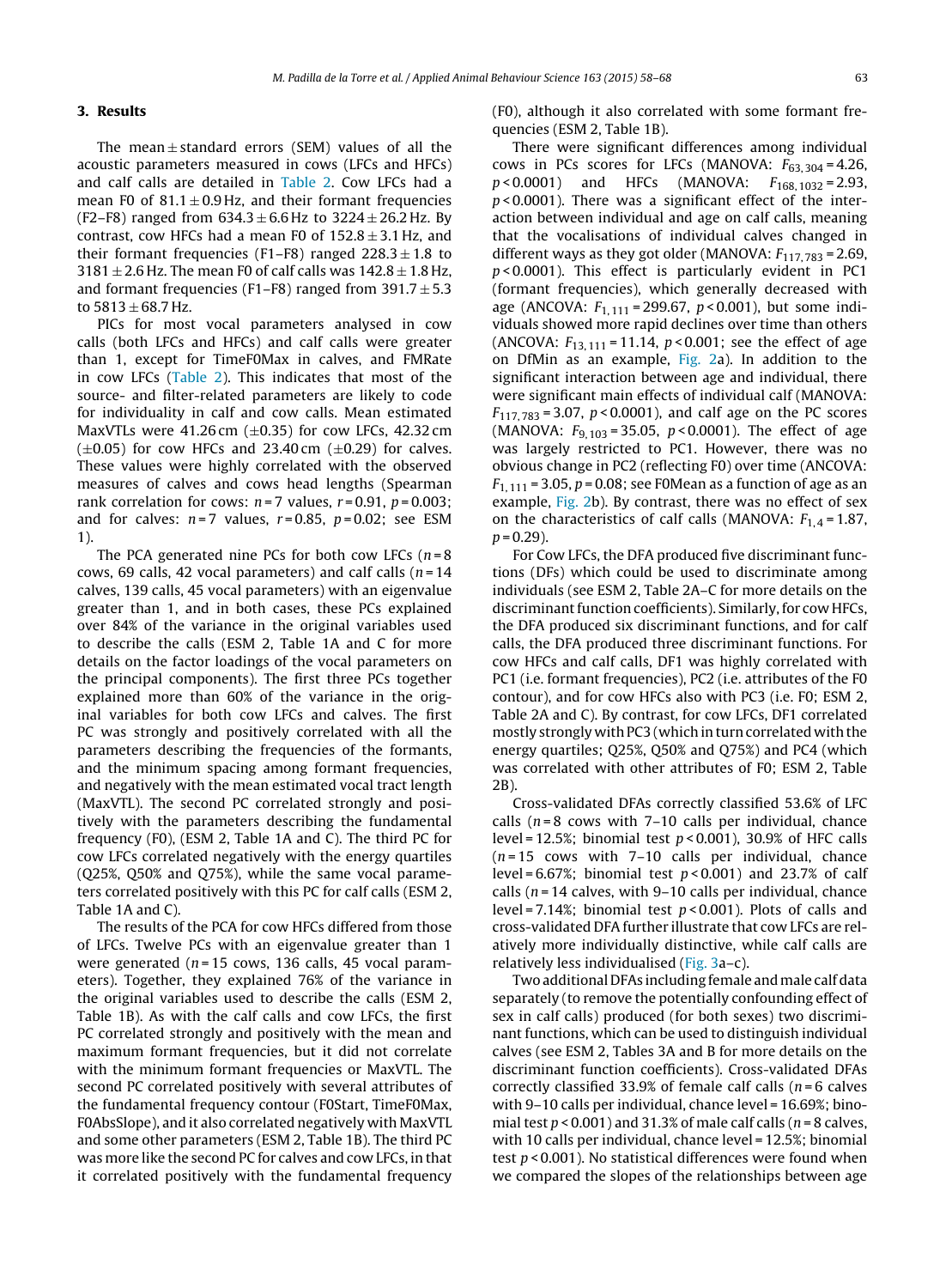## 3. Results

The mean ± standard errors (SEM) values of all the acoustic parameters measured in cows (LFCs and HFCs) and calf calls are detailed in Table 2. Cow LFCs had a mean F0 of $81.1 \pm 0.9$ Hz, and their formant frequencies (F2–F8) ranged from $634.3 \pm 6.6$ Hz to $3224 \pm 26.2$ Hz. By contrast, cow HFCs had a mean F0 of $152.8 \pm 3.1$ Hz, and their formant frequencies (F1–F8) ranged $228.3 \pm 1.8$ to $3181 \pm 2.6$ Hz. The mean F0 of calf calls was $142.8 \pm 1.8$ Hz, and formant frequencies (F1–F8) ranged from $391.7 \pm 5.3$ to $5813 \pm 68.7$ Hz.

PICs for most vocal parameters analysed in cow calls (both LFCs and HFCs) and calf calls were greater than 1, except for TimeF0Max in calves, and FMRate in cow LFCs (Table 2). This indicates that most of the source- and filter-related parameters are likely to code for individuality in calf and cow calls. Mean estimated MaxVTLs were 41.26 cm (±0.35) for cow LFCs, 42.32 cm (±0.05) for cow HFCs and 23.40 cm (±0.29) for calves. These values were highly correlated with the observed measures of calves and cows head lengths (Spearman rank correlation for cows: $n = 7$ values, $r = 0.91$, $p = 0.003$; and for calves: $n = 7$ values, $r = 0.85$, $p = 0.02$; see ESM 1).

The PCA generated nine PCs for both cow LFCs ($n = 8$ cows, 69 calls, 42 vocal parameters) and calf calls ($n = 14$ calves, 139 calls, 45 vocal parameters) with an eigenvalue greater than 1, and in both cases, these PCs explained over 84% of the variance in the original variables used to describe the calls (ESM 2, Table 1A and C for more details on the factor loadings of the vocal parameters on the principal components). The first three PCs together explained more than 60% of the variance in the original variables for both cow LFCs and calves. The first PC was strongly and positively correlated with all the parameters describing the frequencies of the formants, and the minimum spacing among formant frequencies, and negatively with the mean estimated vocal tract length (MaxVTL). The second PC correlated strongly and positively with the parameters describing the fundamental frequency (F0), (ESM 2, Table 1A and C). The third PC for cow LFCs correlated negatively with the energy quartiles (Q25%, Q50% and Q75%), while the same vocal parameters correlated positively with this PC for calf calls (ESM 2, Table 1A and C).

The results of the PCA for cow HFCs differed from those of LFCs. Twelve PCs with an eigenvalue greater than 1 were generated ($n = 15$ cows, 136 calls, 45 vocal parameters). Together, they explained 76% of the variance in the original variables used to describe the calls (ESM 2, Table 1B). As with the calf calls and cow LFCs, the first PC correlated strongly and positively with the mean and maximum formant frequencies, but it did not correlate with the minimum formant frequencies or MaxVTL. The second PC correlated positively with several attributes of the fundamental frequency contour (F0Start, TimeF0Max, F0AbsSlope), and it also correlated negatively with MaxVTL and some other parameters (ESM 2, Table 1B). The third PC was more like the second PC for calves and cow LFCs, in that it correlated positively with the fundamental frequency (F0), although it also correlated with some formant frequencies (ESM 2, Table 1B).

There were significant differences among individual cows in PCs scores for LFCs (MANOVA: $F_{63,304} = 4.26$, $p < 0.0001$) and HFCs (MANOVA: $F_{168,1032} = 2.93$, $p < 0.0001$). There was a significant effect of the interaction between individual and age on calf calls, meaning that the vocalisations of individual calves changed in different ways as they got older (MANOVA: $F_{117,783} = 2.69$, $p < 0.0001$). This effect is particularly evident in PC1 (formant frequencies), which generally decreased with age (ANCOVA: $F_{1,111} = 299.67$, $p < 0.001$), but some individuals showed more rapid declines over time than others (ANCOVA: $F_{13,111} = 11.14$, $p < 0.001$; see the effect of age on DfMin as an example, Fig. 2a). In addition to the significant interaction between age and individual, there were significant main effects of individual calf (MANOVA: $F_{117,783} = 3.07$, $p < 0.0001$), and calf age on the PC scores (MANOVA: $F_{9,103} = 35.05$, $p < 0.0001$). The effect of age was largely restricted to PC1. However, there was no obvious change in PC2 (reflecting F0) over time (ANCOVA: $F_{1,111} = 3.05$, $p = 0.08$; see F0Mean as a function of age as an example, Fig. 2b). By contrast, there was no effect of sex on the characteristics of calf calls (MANOVA: $F_{1,4} = 1.87$, $p = 0.29$).

For Cow LFCs, the DFA produced five discriminant functions (DFs) which could be used to discriminate among individuals (see ESM 2, Table 2A–C for more details on the discriminant function coefficients). Similarly, for cow HFCs, the DFA produced six discriminant functions, and for calf calls, the DFA produced three discriminant functions. For cow HFCs and calf calls, DF1 was highly correlated with PC1 (i.e. formant frequencies), PC2 (i.e. attributes of the F0 contour), and for cow HFCs also with PC3 (i.e. F0; ESM 2, Table 2A and C). By contrast, for cow LFCs, DF1 correlated mostly strongly with PC3 (which in turn correlated with the energy quartiles; Q25%, Q50% and Q75%) and PC4 (which was correlated with other attributes of F0; ESM 2, Table 2B).

Cross-validated DFAs correctly classified 53.6% of LFC calls ($n = 8$ cows with 7–10 calls per individual, chance level = 12.5%; binomial test $p < 0.001$), 30.9% of HFC calls ($n = 15$ cows with 7–10 calls per individual, chance level = 6.67%; binomial test $p < 0.001$) and 23.7% of calf calls ($n = 14$ calves, with 9–10 calls per individual, chance level = 7.14%; binomial test $p < 0.001$). Plots of calls and cross-validated DFA further illustrate that cow LFCs are relatively more individually distinctive, while calf calls are relatively less individualised (Fig. 3a–c).

Two additional DFAs including female and male calf data separately (to remove the potentially confounding effect of sex in calf calls) produced (for both sexes) two discriminant functions, which can be used to distinguish individual calves (see ESM 2, Tables 3A and B for more details on the discriminant function coefficients). Cross-validated DFAs correctly classified 33.9% of female calf calls ($n = 6$ calves with 9–10 calls per individual, chance level = 16.69%; binomial test $p < 0.001$) and 31.3% of male calf calls ($n = 8$ calves, with 10 calls per individual, chance level = 12.5%; binomial test $p < 0.001$). No statistical differences were found when we compared the slopes of the relationships between age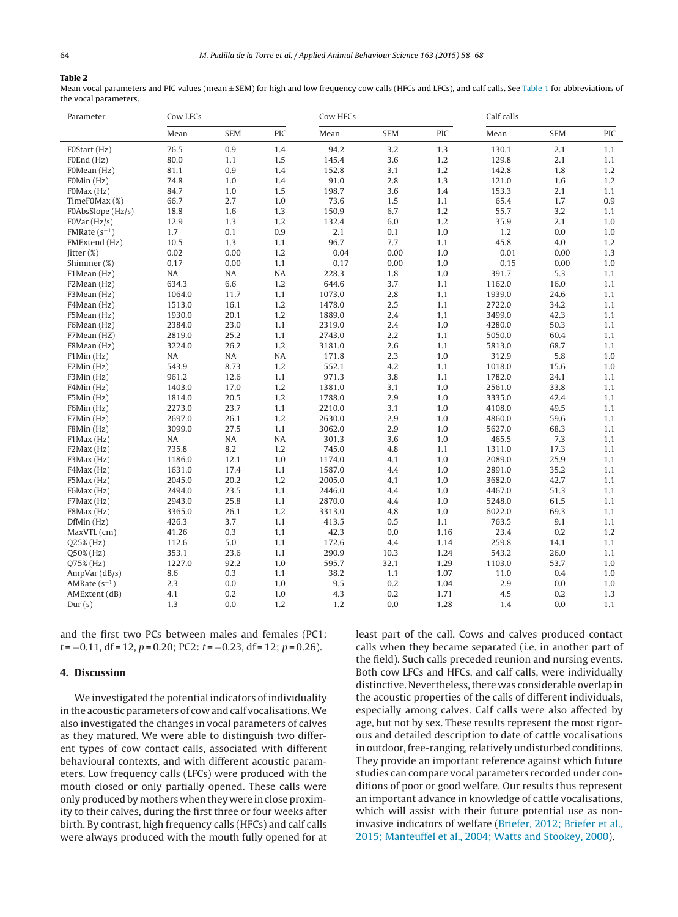**Table 2**
Mean vocal parameters and PIC values (mean ± SEM) for high and low frequency cow calls (HFCs and LFCs), and calf calls. See Table 1 for abbreviations of the vocal parameters.

| Parameter | Cow LFCs | | | Cow HFCs | | | Calf calls | | |
|---|---|---|---|---|---|---|---|---|---|
| | Mean | SEM | PIC | Mean | SEM | PIC | Mean | SEM | PIC |
| F0Start (Hz) | 76.5 | 0.9 | 1.4 | 94.2 | 3.2 | 1.3 | 130.1 | 2.1 | 1.1 |
| F0End (Hz) | 80.0 | 1.1 | 1.5 | 145.4 | 3.6 | 1.2 | 129.8 | 2.1 | 1.1 |
| F0Mean (Hz) | 81.1 | 0.9 | 1.4 | 152.8 | 3.1 | 1.2 | 142.8 | 1.8 | 1.2 |
| F0Min (Hz) | 74.8 | 1.0 | 1.4 | 91.0 | 2.8 | 1.3 | 121.0 | 1.6 | 1.2 |
| F0Max (Hz) | 84.7 | 1.0 | 1.5 | 198.7 | 3.6 | 1.4 | 153.3 | 2.1 | 1.1 |
| TimeF0Max (%) | 66.7 | 2.7 | 1.0 | 73.6 | 1.5 | 1.1 | 65.4 | 1.7 | 0.9 |
| F0AbsSlope (Hz/s) | 18.8 | 1.6 | 1.3 | 150.9 | 6.7 | 1.2 | 55.7 | 3.2 | 1.1 |
| F0Var (Hz/s) | 12.9 | 1.3 | 1.2 | 132.4 | 6.0 | 1.2 | 35.9 | 2.1 | 1.0 |
| FMRate ($s^{-1}$) | 1.7 | 0.1 | 0.9 | 2.1 | 0.1 | 1.0 | 1.2 | 0.0 | 1.0 |
| FMExtend (Hz) | 10.5 | 1.3 | 1.1 | 96.7 | 7.7 | 1.1 | 45.8 | 4.0 | 1.2 |
| Jitter (%) | 0.02 | 0.00 | 1.2 | 0.04 | 0.00 | 1.0 | 0.01 | 0.00 | 1.3 |
| Shimmer (%) | 0.17 | 0.00 | 1.1 | 0.17 | 0.00 | 1.0 | 0.15 | 0.00 | 1.0 |
| F1Mean (Hz) | NA | NA | NA | 228.3 | 1.8 | 1.0 | 391.7 | 5.3 | 1.1 |
| F2Mean (Hz) | 634.3 | 6.6 | 1.2 | 644.6 | 3.7 | 1.1 | 1162.0 | 16.0 | 1.1 |
| F3Mean (Hz) | 1064.0 | 11.7 | 1.1 | 1073.0 | 2.8 | 1.1 | 1939.0 | 24.6 | 1.1 |
| F4Mean (Hz) | 1513.0 | 16.1 | 1.2 | 1478.0 | 2.5 | 1.1 | 2722.0 | 34.2 | 1.1 |
| F5Mean (Hz) | 1930.0 | 20.1 | 1.2 | 1889.0 | 2.4 | 1.1 | 3499.0 | 42.3 | 1.1 |
| F6Mean (Hz) | 2384.0 | 23.0 | 1.1 | 2319.0 | 2.4 | 1.0 | 4280.0 | 50.3 | 1.1 |
| F7Mean (HZ) | 2819.0 | 25.2 | 1.1 | 2743.0 | 2.2 | 1.1 | 5050.0 | 60.4 | 1.1 |
| F8Mean (Hz) | 3224.0 | 26.2 | 1.2 | 3181.0 | 2.6 | 1.1 | 5813.0 | 68.7 | 1.1 |
| F1Min (Hz) | NA | NA | NA | 171.8 | 2.3 | 1.0 | 312.9 | 5.8 | 1.0 |
| F2Min (Hz) | 543.9 | 8.73 | 1.2 | 552.1 | 4.2 | 1.1 | 1018.0 | 15.6 | 1.0 |
| F3Min (Hz) | 961.2 | 12.6 | 1.1 | 971.3 | 3.8 | 1.1 | 1782.0 | 24.1 | 1.1 |
| F4Min (Hz) | 1403.0 | 17.0 | 1.2 | 1381.0 | 3.1 | 1.0 | 2561.0 | 33.8 | 1.1 |
| F5Min (Hz) | 1814.0 | 20.5 | 1.2 | 1788.0 | 2.9 | 1.0 | 3335.0 | 42.4 | 1.1 |
| F6Min (Hz) | 2273.0 | 23.7 | 1.1 | 2210.0 | 3.1 | 1.0 | 4108.0 | 49.5 | 1.1 |
| F7Min (Hz) | 2697.0 | 26.1 | 1.2 | 2630.0 | 2.9 | 1.0 | 4860.0 | 59.6 | 1.1 |
| F8Min (Hz) | 3099.0 | 27.5 | 1.1 | 3062.0 | 2.9 | 1.0 | 5627.0 | 68.3 | 1.1 |
| F1Max (Hz) | NA | NA | NA | 301.3 | 3.6 | 1.0 | 465.5 | 7.3 | 1.1 |
| F2Max (Hz) | 735.8 | 8.2 | 1.2 | 745.0 | 4.8 | 1.1 | 1311.0 | 17.3 | 1.1 |
| F3Max (Hz) | 1186.0 | 12.1 | 1.0 | 1174.0 | 4.1 | 1.0 | 2089.0 | 25.9 | 1.1 |
| F4Max (Hz) | 1631.0 | 17.4 | 1.1 | 1587.0 | 4.4 | 1.0 | 2891.0 | 35.2 | 1.1 |
| F5Max (Hz) | 2045.0 | 20.2 | 1.2 | 2005.0 | 4.1 | 1.0 | 3682.0 | 42.7 | 1.1 |
| F6Max (Hz) | 2494.0 | 23.5 | 1.1 | 2446.0 | 4.4 | 1.0 | 4467.0 | 51.3 | 1.1 |
| F7Max (Hz) | 2943.0 | 25.8 | 1.1 | 2870.0 | 4.4 | 1.0 | 5248.0 | 61.5 | 1.1 |
| F8Max (Hz) | 3365.0 | 26.1 | 1.2 | 3313.0 | 4.8 | 1.0 | 6022.0 | 69.3 | 1.1 |
| DfMin (Hz) | 426.3 | 3.7 | 1.1 | 413.5 | 0.5 | 1.1 | 763.5 | 9.1 | 1.1 |
| MaxVTL (cm) | 41.26 | 0.3 | 1.1 | 42.3 | 0.0 | 1.16 | 23.4 | 0.2 | 1.2 |
| Q25% (Hz) | 112.6 | 5.0 | 1.1 | 172.6 | 4.4 | 1.14 | 259.8 | 14.1 | 1.1 |
| Q50% (Hz) | 353.1 | 23.6 | 1.1 | 290.9 | 10.3 | 1.24 | 543.2 | 26.0 | 1.1 |
| Q75% (Hz) | 1227.0 | 92.2 | 1.0 | 595.7 | 32.1 | 1.29 | 1103.0 | 53.7 | 1.0 |
| AmpVar (dB/s) | 8.6 | 0.3 | 1.1 | 38.2 | 1.1 | 1.07 | 11.0 | 0.4 | 1.0 |
| AMRate ($s^{-1}$) | 2.3 | 0.0 | 1.0 | 9.5 | 0.2 | 1.04 | 2.9 | 0.0 | 1.0 |
| AMExtent (dB) | 4.1 | 0.2 | 1.0 | 4.3 | 0.2 | 1.71 | 4.5 | 0.2 | 1.3 |
| Dur (s) | 1.3 | 0.0 | 1.2 | 1.2 | 0.0 | 1.28 | 1.4 | 0.0 | 1.1 |

and the first two PCs between males and females (PC1: $t = -0.11$, df = 12, $p = 0.20$; PC2: $t = -0.23$, df = 12; $p = 0.26$).

## 4. Discussion

We investigated the potential indicators of individuality in the acoustic parameters of cow and calf vocalisations. We also investigated the changes in vocal parameters of calves as they matured. We were able to distinguish two different types of cow contact calls, associated with different behavioural contexts, and with different acoustic parameters. Low frequency calls (LFCs) were produced with the mouth closed or only partially opened. These calls were only produced by mothers when they were in close proximity to their calves, during the first three or four weeks after birth. By contrast, high frequency calls (HFCs) and calf calls were always produced with the mouth fully opened for at least part of the call. Cows and calves produced contact calls when they became separated (i.e. in another part of the field). Such calls preceded reunion and nursing events. Both cow LFCs and HFCs, and calf calls, were individually distinctive. Nevertheless, there was considerable overlap in the acoustic properties of the calls of different individuals, especially among calves. Calf calls were also affected by age, but not by sex. These results represent the most rigorous and detailed description to date of cattle vocalisations in outdoor, free-ranging, relatively undisturbed conditions. They provide an important reference against which future studies can compare vocal parameters recorded under conditions of poor or good welfare. Our results thus represent an important advance in knowledge of cattle vocalisations, which will assist with their future potential use as non-invasive indicators of welfare (Briefer, 2012; Briefer et al., 2015; Manteuffel et al., 2004; Watts and Stookey, 2000).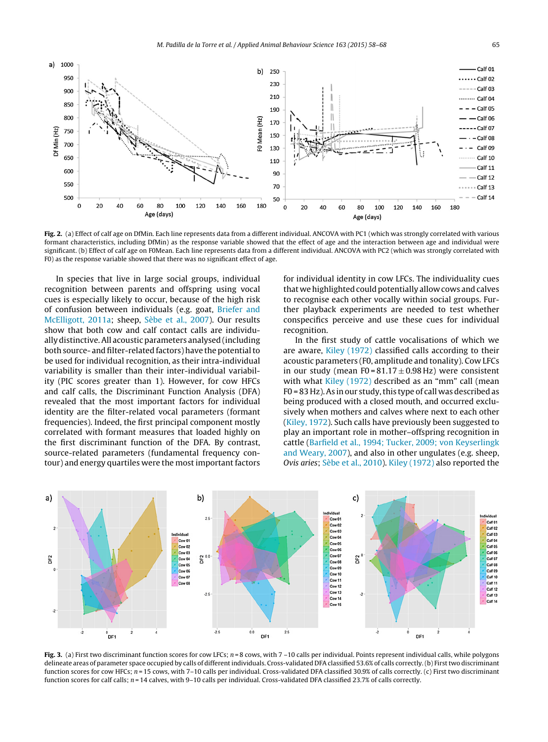Fig. 2. (a) Effect of calf age on DfMin. Each line represents data from a different individual. ANCOVA with PC1 (which was strongly correlated with various formant characteristics, including DfMin) as the response variable showed that the effect of age and the interaction between age and individual were significant. (b) Effect of calf age on F0Mean. Each line represents data from a different individual. ANCOVA with PC2 (which was strongly correlated with F0) as the response variable showed that there was no significant effect of age.

In species that live in large social groups, individual recognition between parents and offspring using vocal cues is especially likely to occur, because of the high risk of confusion between individuals (e.g. goat, Briefer and McElligott, 2011a; sheep, Sèbe et al., 2007). Our results show that both cow and calf contact calls are individually distinctive. All acoustic parameters analysed (including both source- and filter-related factors) have the potential to be used for individual recognition, as their intra-individual variability is smaller than their inter-individual variability (PIC scores greater than 1). However, for cow HFCs and calf calls, the Discriminant Function Analysis (DFA) revealed that the most important factors for individual identity are the filter-related vocal parameters (formant frequencies). Indeed, the first principal component mostly correlated with formant measures that loaded highly on the first discriminant function of the DFA. By contrast, source-related parameters (fundamental frequency contour) and energy quartiles were the most important factors for individual identity in cow LFCs. The individuality cues that we highlighted could potentially allow cows and calves to recognise each other vocally within social groups. Further playback experiments are needed to test whether conspecifics perceive and use these cues for individual recognition.

In the first study of cattle vocalisations of which we are aware, Kiley (1972) classified calls according to their acoustic parameters (F0, amplitude and tonality). Cow LFCs in our study (mean F0 = 81.17 ± 0.98 Hz) were consistent with what Kiley (1972) described as an "mm" call (mean F0 = 83 Hz). As in our study, this type of call was described as being produced with a closed mouth, and occurred exclusively when mothers and calves where next to each other (Kiley, 1972). Such calls have previously been suggested to play an important role in mother–offspring recognition in cattle (Barfield et al., 1994; Tucker, 2009; von Keyserlingk and Weary, 2007), and also in other ungulates (e.g. sheep, *Ovis aries*; Sèbe et al., 2010). Kiley (1972) also reported the

Fig. 3. (a) First two discriminant function scores for cow LFCs; $n = 8$ cows, with 7–10 calls per individual. Points represent individual calls, while polygons delineate areas of parameter space occupied by calls of different individuals. Cross-validated DFA classified 53.6% of calls correctly. (b) First two discriminant function scores for cow HFCs; $n = 15$ cows, with 7–10 calls per individual. Cross-validated DFA classified 30.9% of calls correctly. (c) First two discriminant function scores for calf calls; $n = 14$ calves, with 9–10 calls per individual. Cross-validated DFA classified 23.7% of calls correctly.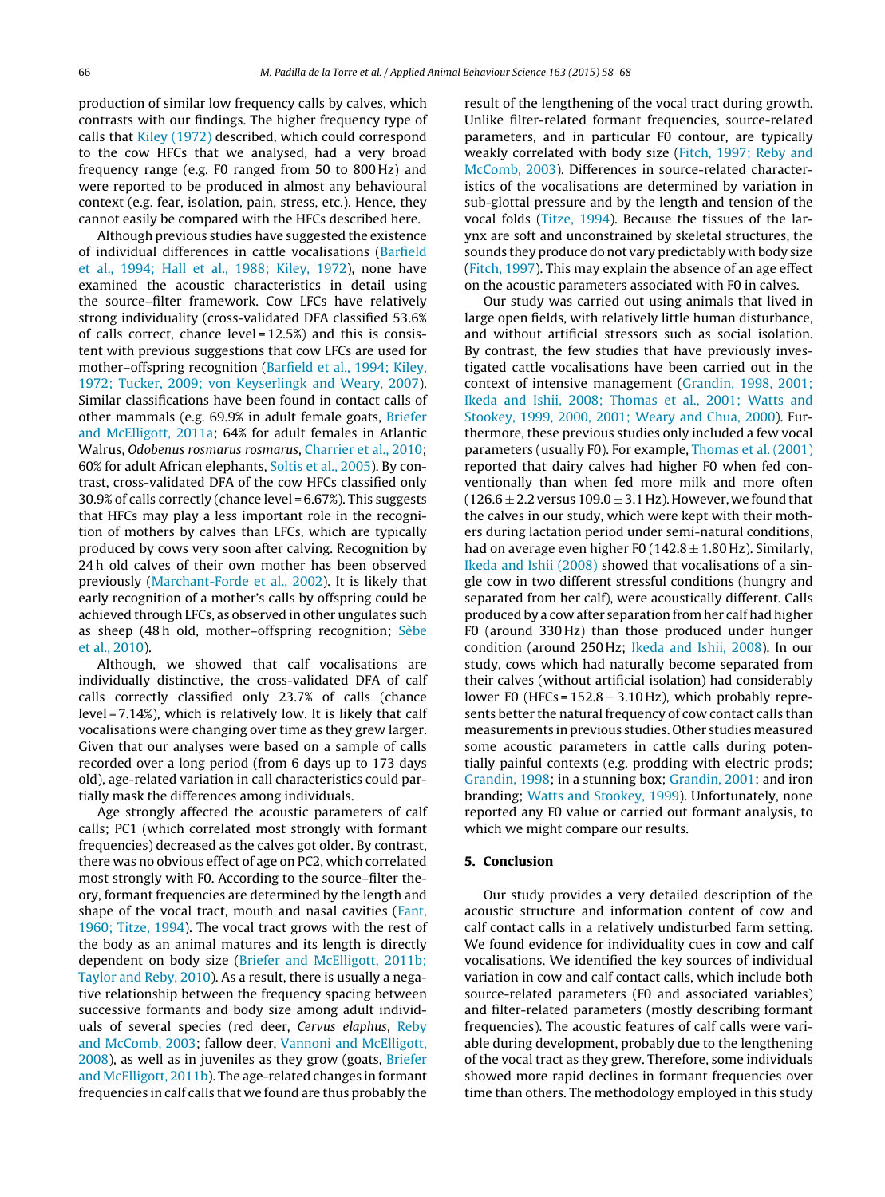production of similar low frequency calls by calves, which contrasts with our findings. The higher frequency type of calls that Kiley (1972) described, which could correspond to the cow HFCs that we analysed, had a very broad frequency range (e.g. F0 ranged from 50 to 800 Hz) and were reported to be produced in almost any behavioural context (e.g. fear, isolation, pain, stress, etc.). Hence, they cannot easily be compared with the HFCs described here.

Although previous studies have suggested the existence of individual differences in cattle vocalisations (Barfield et al., 1994; Hall et al., 1988; Kiley, 1972), none have examined the acoustic characteristics in detail using the source–filter framework. Cow LFCs have relatively strong individuality (cross-validated DFA classified 53.6% of calls correct, chance level = 12.5%) and this is consistent with previous suggestions that cow LFCs are used for mother–offspring recognition (Barfield et al., 1994; Kiley, 1972; Tucker, 2009; von Keyserlingk and Weary, 2007). Similar classifications have been found in contact calls of other mammals (e.g. 69.9% in adult female goats, Briefer and McElligott, 2011a; 64% for adult females in Atlantic Walrus, *Odobenus rosmarus rosmarus*, Charrier et al., 2010; 60% for adult African elephants, Soltis et al., 2005). By contrast, cross-validated DFA of the cow HFCs classified only 30.9% of calls correctly (chance level = 6.67%). This suggests that HFCs may play a less important role in the recognition of mothers by calves than LFCs, which are typically produced by cows very soon after calving. Recognition by 24 h old calves of their own mother has been observed previously (Marchant-Forde et al., 2002). It is likely that early recognition of a mother's calls by offspring could be achieved through LFCs, as observed in other ungulates such as sheep (48 h old, mother–offspring recognition; Sèbe et al., 2010).

Although, we showed that calf vocalisations are individually distinctive, the cross-validated DFA of calf calls correctly classified only 23.7% of calls (chance level = 7.14%), which is relatively low. It is likely that calf vocalisations were changing over time as they grew larger. Given that our analyses were based on a sample of calls recorded over a long period (from 6 days up to 173 days old), age-related variation in call characteristics could partially mask the differences among individuals.

Age strongly affected the acoustic parameters of calf calls; PC1 (which correlated most strongly with formant frequencies) decreased as the calves got older. By contrast, there was no obvious effect of age on PC2, which correlated most strongly with F0. According to the source–filter theory, formant frequencies are determined by the length and shape of the vocal tract, mouth and nasal cavities (Fant, 1960; Titze, 1994). The vocal tract grows with the rest of the body as an animal matures and its length is directly dependent on body size (Briefer and McElligott, 2011b; Taylor and Reby, 2010). As a result, there is usually a negative relationship between the frequency spacing between successive formants and body size among adult individuals of several species (red deer, *Cervus elaphus*, Reby and McComb, 2003; fallow deer, Vannoni and McElligott, 2008), as well as in juveniles as they grow (goats, Briefer and McElligott, 2011b). The age-related changes in formant frequencies in calf calls that we found are thus probably the result of the lengthening of the vocal tract during growth. Unlike filter-related formant frequencies, source-related parameters, and in particular F0 contour, are typically weakly correlated with body size (Fitch, 1997; Reby and McComb, 2003). Differences in source-related characteristics of the vocalisations are determined by variation in sub-glottal pressure and by the length and tension of the vocal folds (Titze, 1994). Because the tissues of the larynx are soft and unconstrained by skeletal structures, the sounds they produce do not vary predictably with body size (Fitch, 1997). This may explain the absence of an age effect on the acoustic parameters associated with F0 in calves.

Our study was carried out using animals that lived in large open fields, with relatively little human disturbance, and without artificial stressors such as social isolation. By contrast, the few studies that have previously investigated cattle vocalisations have been carried out in the context of intensive management (Grandin, 1998, 2001; Ikeda and Ishii, 2008; Thomas et al., 2001; Watts and Stookey, 1999, 2000, 2001; Weary and Chua, 2000). Furthermore, these previous studies only included a few vocal parameters (usually F0). For example, Thomas et al. (2001) reported that dairy calves had higher F0 when fed conventionally than when fed more milk and more often ($126.6 \pm 2.2$ versus $109.0 \pm 3.1$ Hz). However, we found that the calves in our study, which were kept with their mothers during lactation period under semi-natural conditions, had on average even higher F0 ($142.8 \pm 1.80$ Hz). Similarly, Ikeda and Ishii (2008) showed that vocalisations of a single cow in two different stressful conditions (hungry and separated from her calf), were acoustically different. Calls produced by a cow after separation from her calf had higher F0 (around 330 Hz) than those produced under hunger condition (around 250 Hz; Ikeda and Ishii, 2008). In our study, cows which had naturally become separated from their calves (without artificial isolation) had considerably lower F0 (HFCs = $152.8 \pm 3.10$ Hz), which probably represents better the natural frequency of cow contact calls than measurements in previous studies. Other studies measured some acoustic parameters in cattle calls during potentially painful contexts (e.g. prodding with electric prods; Grandin, 1998; in a stunning box; Grandin, 2001; and iron branding; Watts and Stookey, 1999). Unfortunately, none reported any F0 value or carried out formant analysis, to which we might compare our results.

## 5. Conclusion

Our study provides a very detailed description of the acoustic structure and information content of cow and calf contact calls in a relatively undisturbed farm setting. We found evidence for individuality cues in cow and calf vocalisations. We identified the key sources of individual variation in cow and calf contact calls, which include both source-related parameters (F0 and associated variables) and filter-related parameters (mostly describing formant frequencies). The acoustic features of calf calls were variable during development, probably due to the lengthening of the vocal tract as they grew. Therefore, some individuals showed more rapid declines in formant frequencies over time than others. The methodology employed in this study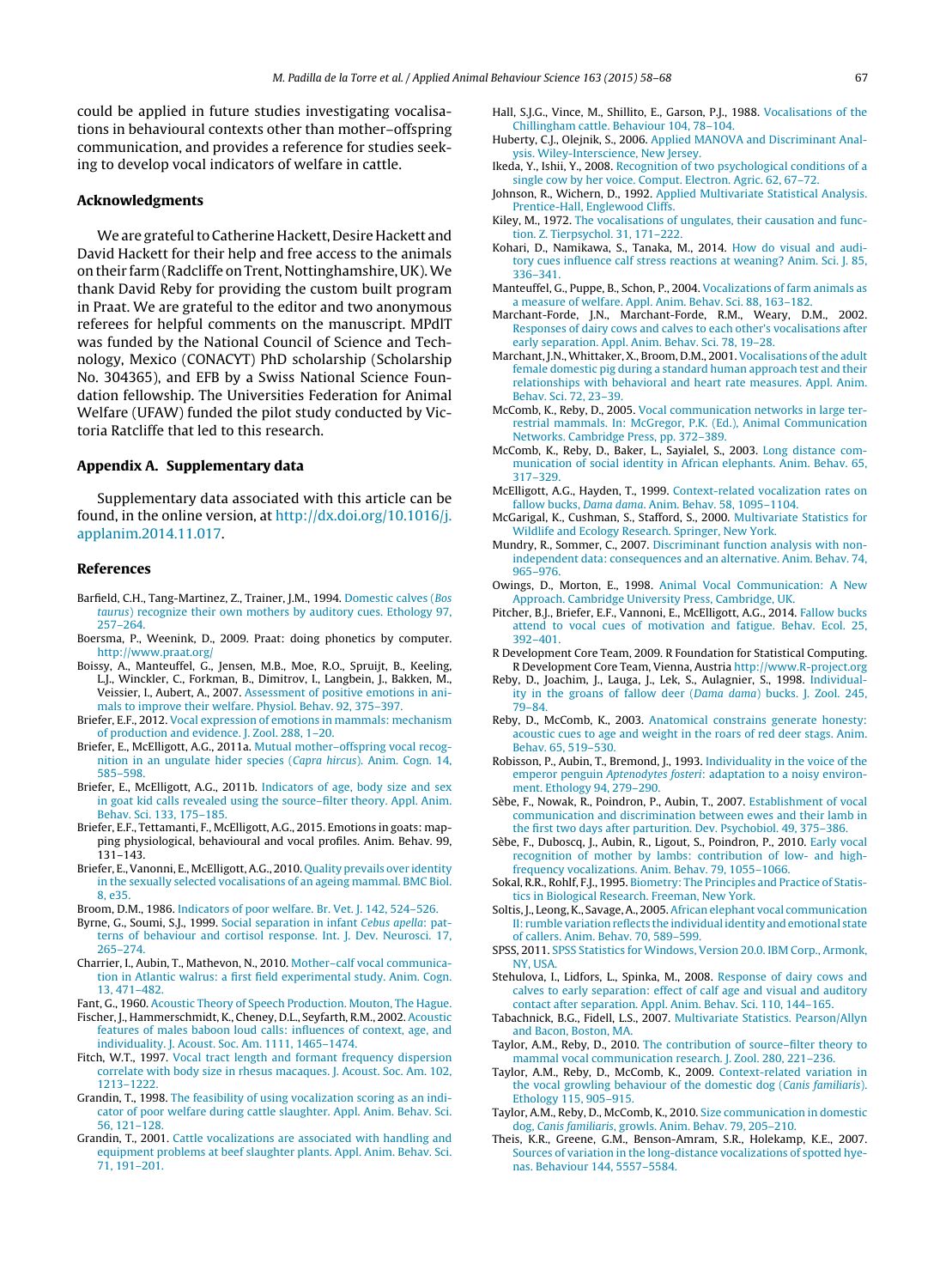could be applied in future studies investigating vocalisations in behavioural contexts other than mother–offspring communication, and provides a reference for studies seeking to develop vocal indicators of welfare in cattle.

## Acknowledgments

We are grateful to Catherine Hackett, Desire Hackett and David Hackett for their help and free access to the animals on their farm (Radcliffe on Trent, Nottinghamshire, UK). We thank David Reby for providing the custom built program in Praat. We are grateful to the editor and two anonymous referees for helpful comments on the manuscript. MPdlT was funded by the National Council of Science and Technology, Mexico (CONACYT) PhD scholarship (Scholarship No. 304365), and EFB by a Swiss National Science Foundation fellowship. The Universities Federation for Animal Welfare (UFAW) funded the pilot study conducted by Victoria Ratcliffe that led to this research.

## Appendix A. Supplementary data

Supplementary data associated with this article can be found, in the online version, at http://dx.doi.org/10.1016/j.applanim.2014.11.017.

## References

Barfield, C.H., Tang-Martinez, Z., Trainer, J.M., 1994. Domestic calves (*Bos taurus*) recognize their own mothers by auditory cues. Ethology 97, 257–264.

Boersma, P., Weenink, D., 2009. Praat: doing phonetics by computer. http://www.praat.org/

Boissy, A., Manteuffel, G., Jensen, M.B., Moe, R.O., Spruijt, B., Keeling, L.J., Winckler, C., Forkman, B., Dimitrov, I., Langbein, J., Bakken, M., Veissier, I., Aubert, A., 2007. Assessment of positive emotions in animals to improve their welfare. Physiol. Behav. 92, 375–397.

Briefer, E.F., 2012. Vocal expression of emotions in mammals: mechanism of production and evidence. J. Zool. 288, 1–20.

Briefer, E., McElligott, A.G., 2011a. Mutual mother–offspring vocal recognition in an ungulate hider species (*Capra hircus*). Anim. Cogn. 14, 585–598.

Briefer, E., McElligott, A.G., 2011b. Indicators of age, body size and sex in goat kid calls revealed using the source–filter theory. Appl. Anim. Behav. Sci. 133, 175–185.

Briefer, E.F., Tettamanti, F., McElligott, A.G., 2015. Emotions in goats: mapping physiological, behavioural and vocal profiles. Anim. Behav. 99, 131–143.

Briefer, E., Vannoni, E., McElligott, A.G., 2010. Quality prevails over identity in the sexually selected vocalisations of an ageing mammal. BMC Biol. 8, e35.

Broom, D.M., 1986. Indicators of poor welfare. Br. Vet. J. 142, 524–526.

Byrne, G., Soumi, S.J., 1999. Social separation in infant *Cebus apella*: patterns of behaviour and cortisol response. Int. J. Dev. Neurosci. 17, 265–274.

Charrier, I., Aubin, T., Mathevon, N., 2010. Mother–calf vocal communication in Atlantic walrus: a first field experimental study. Anim. Cogn. 13, 471–482.

Fant, G., 1960. Acoustic Theory of Speech Production. Mouton, The Hague.

Fischer, J., Hammerschmidt, K., Cheney, D.L., Seyfarth, R.M., 2002. Acoustic features of males baboon loud calls: influences of context, age, and individuality. J. Acoust. Soc. Am. 1111, 1465–1474.

Fitch, W.T., 1997. Vocal tract length and formant frequency dispersion correlate with body size in rhesus macaques. J. Acoust. Soc. Am. 102, 1213–1222.

Grandin, T., 1998. The feasibility of using vocalization scoring as an indicator of poor welfare during cattle slaughter. Appl. Anim. Behav. Sci. 56, 121–128.

Grandin, T., 2001. Cattle vocalizations are associated with handling and equipment problems at beef slaughter plants. Appl. Anim. Behav. Sci. 71, 191–201.

Hall, S.J.G., Vince, M., Shillito, E., Garson, P.J., 1988. Vocalisations of the Chillingham cattle. Behaviour 104, 78–104.

Huberty, C.J., Olejnik, S., 2006. Applied MANOVA and Discriminant Analysis. Wiley-Interscience, New Jersey.

Ikeda, Y., Ishii, Y., 2008. Recognition of two psychological conditions of a single cow by her voice. Comput. Electron. Agric. 62, 67–72.

Johnson, R., Wichern, D., 1992. Applied Multivariate Statistical Analysis. Prentice-Hall, Englewood Cliffs.

Kiley, M., 1972. The vocalisations of ungulates, their causation and function. Z. Tierpsychol. 31, 171–222.

Kohari, D., Namikawa, S., Tanaka, M., 2014. How do visual and auditory cues influence calf stress reactions at weaning? Anim. Sci. J. 85, 336–341.

Manteuffel, G., Puppe, B., Schon, P., 2004. Vocalizations of farm animals as a measure of welfare. Appl. Anim. Behav. Sci. 88, 163–182.

Marchant-Forde, J.N., Marchant-Forde, R.M., Weary, D.M., 2002. Responses of dairy cows and calves to each other's vocalisations after early separation. Appl. Anim. Behav. Sci. 78, 19–28.

Marchant, J.N., Whittaker, X., Broom, D.M., 2001. Vocalisations of the adult female domestic pig during a standard human approach test and their relationships with behavioral and heart rate measures. Appl. Anim. Behav. Sci. 72, 23–39.

McComb, K., Reby, D., 2005. Vocal communication networks in large terrestrial mammals. In: McGregor, P.K. (Ed.), Animal Communication Networks. Cambridge Press, pp. 372–389.

McComb, K., Reby, D., Baker, L., Sayialel, S., 2003. Long distance communication of social identity in African elephants. Anim. Behav. 65, 317–329.

McElligott, A.G., Hayden, T., 1999. Context-related vocalization rates on fallow bucks, *Dama dama*. Anim. Behav. 58, 1095–1104.

McGarigal, K., Cushman, S., Stafford, S., 2000. Multivariate Statistics for Wildlife and Ecology Research. Springer, New York.

Mundry, R., Sommer, C., 2007. Discriminant function analysis with nonindependent data: consequences and an alternative. Anim. Behav. 74, 965–976.

Owings, D., Morton, E., 1998. Animal Vocal Communication: A New Approach. Cambridge University Press, Cambridge, UK.

Pitcher, B.J., Briefer, E.F., Vannoni, E., McElligott, A.G., 2014. Fallow bucks attend to vocal cues of motivation and fatigue. Behav. Ecol. 25, 392–401.

R Development Core Team, 2009. R Foundation for Statistical Computing. R Development Core Team, Vienna, Austria http://www.R-project.org

Reby, D., Joachim, J., Lauga, J., Lek, S., Aulagnier, S., 1998. Individuality in the groans of fallow deer (*Dama dama*) bucks. J. Zool. 245, 79–84.

Reby, D., McComb, K., 2003. Anatomical constrains generate honesty: acoustic cues to age and weight in the roars of red deer stags. Anim. Behav. 65, 519–530.

Robisson, P., Aubin, T., Bremond, J., 1993. Individuality in the voice of the emperor penguin *Aptenodytes fosteri*: adaptation to a noisy environment. Ethology 94, 279–290.

Sèbe, F., Nowak, R., Poindron, P., Aubin, T., 2007. Establishment of vocal communication and discrimination between ewes and their lamb in the first two days after parturition. Dev. Psychobiol. 49, 375–386.

Sèbe, F., Duboscq, J., Aubin, R., Ligout, S., Poindron, P., 2010. Early vocal recognition of mother by lambs: contribution of low- and high-frequency vocalizations. Anim. Behav. 79, 1055–1066.

Sokal, R.R., Rohlf, F.J., 1995. Biometry: The Principles and Practice of Statistics in Biological Research. Freeman, New York.

Soltis, J., Leong, K., Savage, A., 2005. African elephant vocal communication II: rumble variation reflects the individual identity and emotional state of callers. Anim. Behav. 70, 589–599.

SPSS, 2011. SPSS Statistics for Windows, Version 20.0. IBM Corp., Armonk, NY, USA.

Stehulova, I., Lidfors, L., Spinka, M., 2008. Response of dairy cows and calves to early separation: effect of calf age and visual and auditory contact after separation. Appl. Anim. Behav. Sci. 110, 144–165.

Tabachnick, B.G., Fidell, L.S., 2007. Multivariate Statistics. Pearson/Allyn and Bacon, Boston, MA.

Taylor, A.M., Reby, D., 2010. The contribution of source–filter theory to mammal vocal communication research. J. Zool. 280, 221–236.

Taylor, A.M., Reby, D., McComb, K., 2009. Context-related variation in the vocal growling behaviour of the domestic dog (*Canis familiaris*). Ethology 115, 905–915.

Taylor, A.M., Reby, D., McComb, K., 2010. Size communication in domestic dog, *Canis familiaris*, growls. Anim. Behav. 79, 205–210.

Theis, K.R., Greene, G.M., Benson-Amram, S.R., Holekamp, K.E., 2007. Sources of variation in the long-distance vocalizations of spotted hyenas. Behaviour 144, 5557–5584.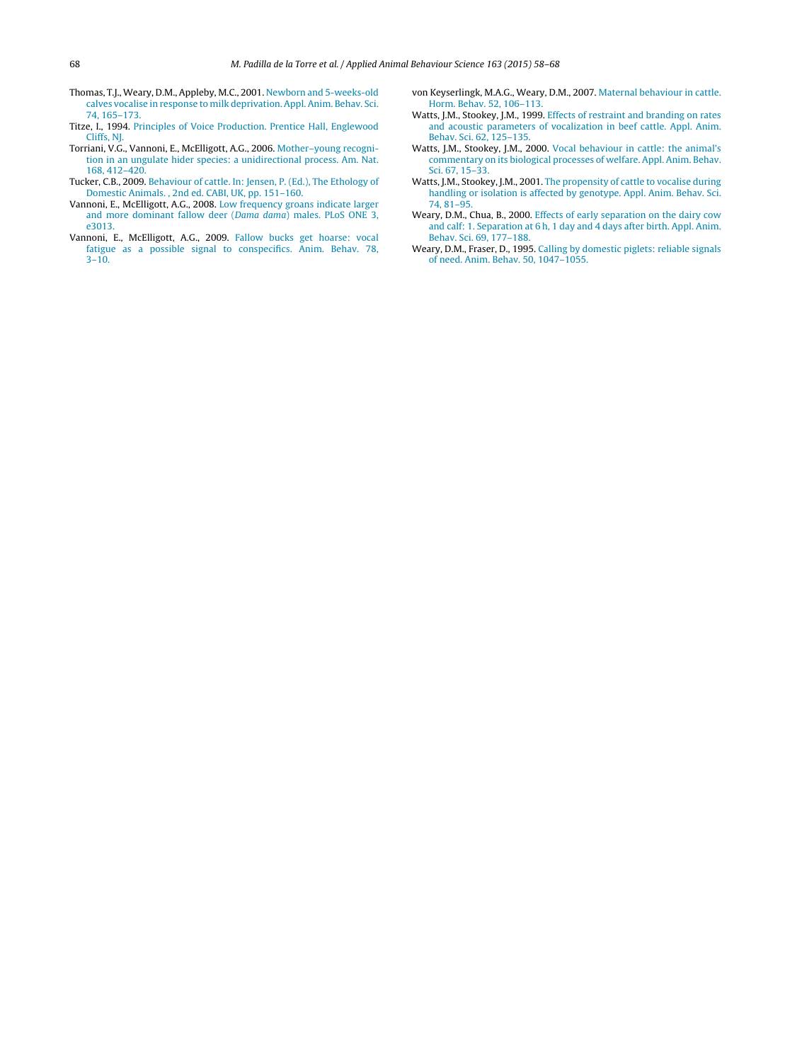Thomas, T.J., Weary, D.M., Appleby, M.C., 2001. Newborn and 5-weeks-old calves vocalise in response to milk deprivation. Appl. Anim. Behav. Sci. 74, 165–173.

Titze, I., 1994. Principles of Voice Production. Prentice Hall, Englewood Cliffs, NJ.

Torriani, V.G., Vannoni, E., McElligott, A.G., 2006. Mother–young recognition in an ungulate hider species: a unidirectional process. Am. Nat. 168, 412–420.

Tucker, C.B., 2009. Behaviour of cattle. In: Jensen, P. (Ed.), The Ethology of Domestic Animals. , 2nd ed. CABI, UK, pp. 151–160.

Vannoni, E., McElligott, A.G., 2008. Low frequency groans indicate larger and more dominant fallow deer (*Dama dama*) males. PLoS ONE 3, e3013.

Vannoni, E., McElligott, A.G., 2009. Fallow bucks get hoarse: vocal fatigue as a possible signal to conspecifics. Anim. Behav. 78, 3–10.

von Keyserlingk, M.A.G., Weary, D.M., 2007. Maternal behaviour in cattle. Horm. Behav. 52, 106–113.

Watts, J.M., Stookey, J.M., 1999. Effects of restraint and branding on rates and acoustic parameters of vocalization in beef cattle. Appl. Anim. Behav. Sci. 62, 125–135.

Watts, J.M., Stookey, J.M., 2000. Vocal behaviour in cattle: the animal's commentary on its biological processes of welfare. Appl. Anim. Behav. Sci. 67, 15–33.

Watts, J.M., Stookey, J.M., 2001. The propensity of cattle to vocalise during handling or isolation is affected by genotype. Appl. Anim. Behav. Sci. 74, 81–95.

Weary, D.M., Chua, B., 2000. Effects of early separation on the dairy cow and calf: 1. Separation at 6 h, 1 day and 4 days after birth. Appl. Anim. Behav. Sci. 69, 177–188.

Weary, D.M., Fraser, D., 1995. Calling by domestic piglets: reliable signals of need. Anim. Behav. 50, 1047–1055.